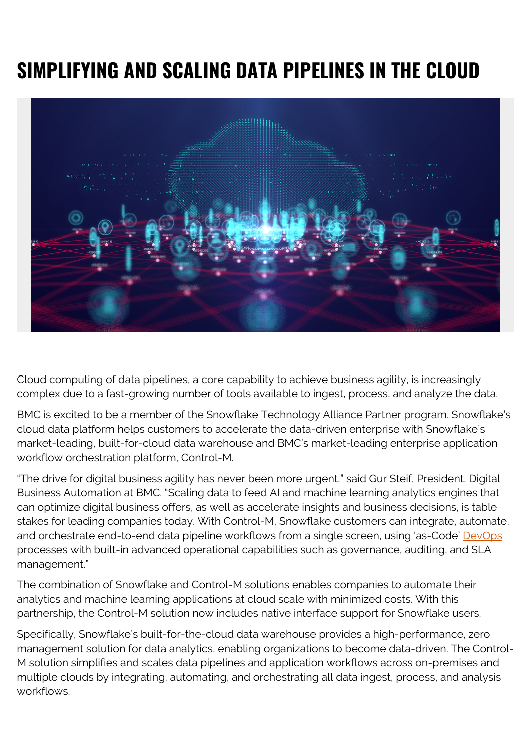# SIMPLIFYING AND SCALING DATA PIPELINES IN THE CLOUD

Cloud computing of data pipelines, a core capability to achieve business agility, is increasingly complex due to a fast-growing number of tools available to ingest, process, and analyze the data.

BMC is excited to be a member of the Snowflake Technology Alliance Partner program. Snowflake's cloud data platform helps customers to accelerate the data-driven enterprise with Snowflake's market-leading, built-for-cloud data warehouse and BMC's market-leading enterprise application workflow orchestration platform, Control-M.

"The drive for digital business agility has never been more urgent," said Gur Steif, President, Digital Business Automation at BMC. "Scaling data to feed AI and machine learning analytics engines that can optimize digital business offers, as well as accelerate insights and business decisions, is table stakes for leading companies today. With Control-M, Snowflake customers can integrate, automate, and orchestrate end-to-end data pipeline workflows from a single screen, using 'as-Code' DevOps processes with built-in advanced operational capabilities such as governance, auditing, and SLA management."

The combination of Snowflake and Control-M solutions enables companies to automate their analytics and machine learning applications at cloud scale with minimized costs. With this partnership, the Control-M solution now includes native interface support for Snowflake users.

Specifically, Snowflake's built-for-the-cloud data warehouse provides a high-performance, zero management solution for data analytics, enabling organizations to become data-driven. The Control-M solution simplifies and scales data pipelines and application workflows across on-premises and multiple clouds by integrating, automating, and orchestrating all data ingest, process, and analysis workflows.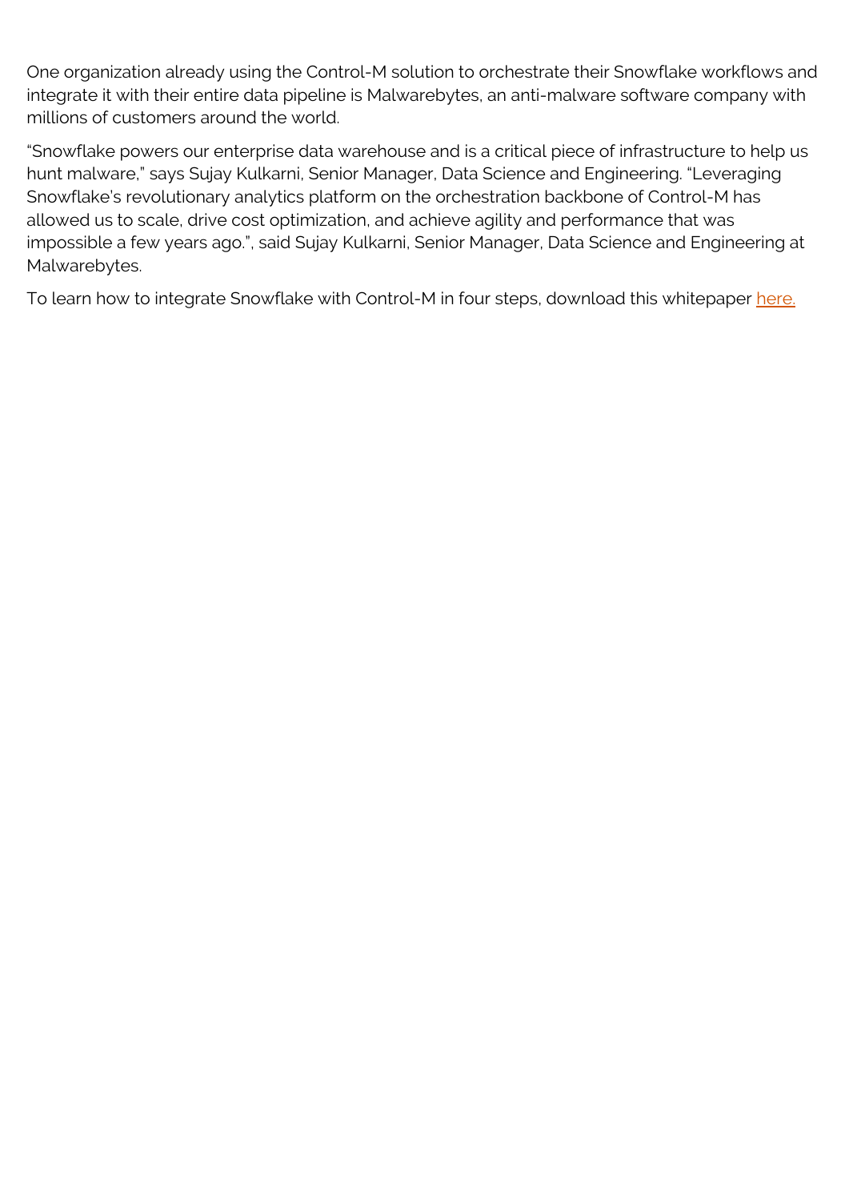One organization already using the Control-M solution to orchestrate their Snowflake workflows and integrate it with their entire data pipeline is Malwarebytes, an anti-malware software company with millions of customers around the world.

"Snowflake powers our enterprise data warehouse and is a critical piece of infrastructure to help us hunt malware," says Sujay Kulkarni, Senior Manager, Data Science and Engineering. "Leveraging Snowflake's revolutionary analytics platform on the orchestration backbone of Control-M has allowed us to scale, drive cost optimization, and achieve agility and performance that was impossible a few years ago.", said Sujay Kulkarni, Senior Manager, Data Science and Engineering at Malwarebytes.

To learn how to integrate Snowflake with Control-M in four steps, download this whitepaper [here.]